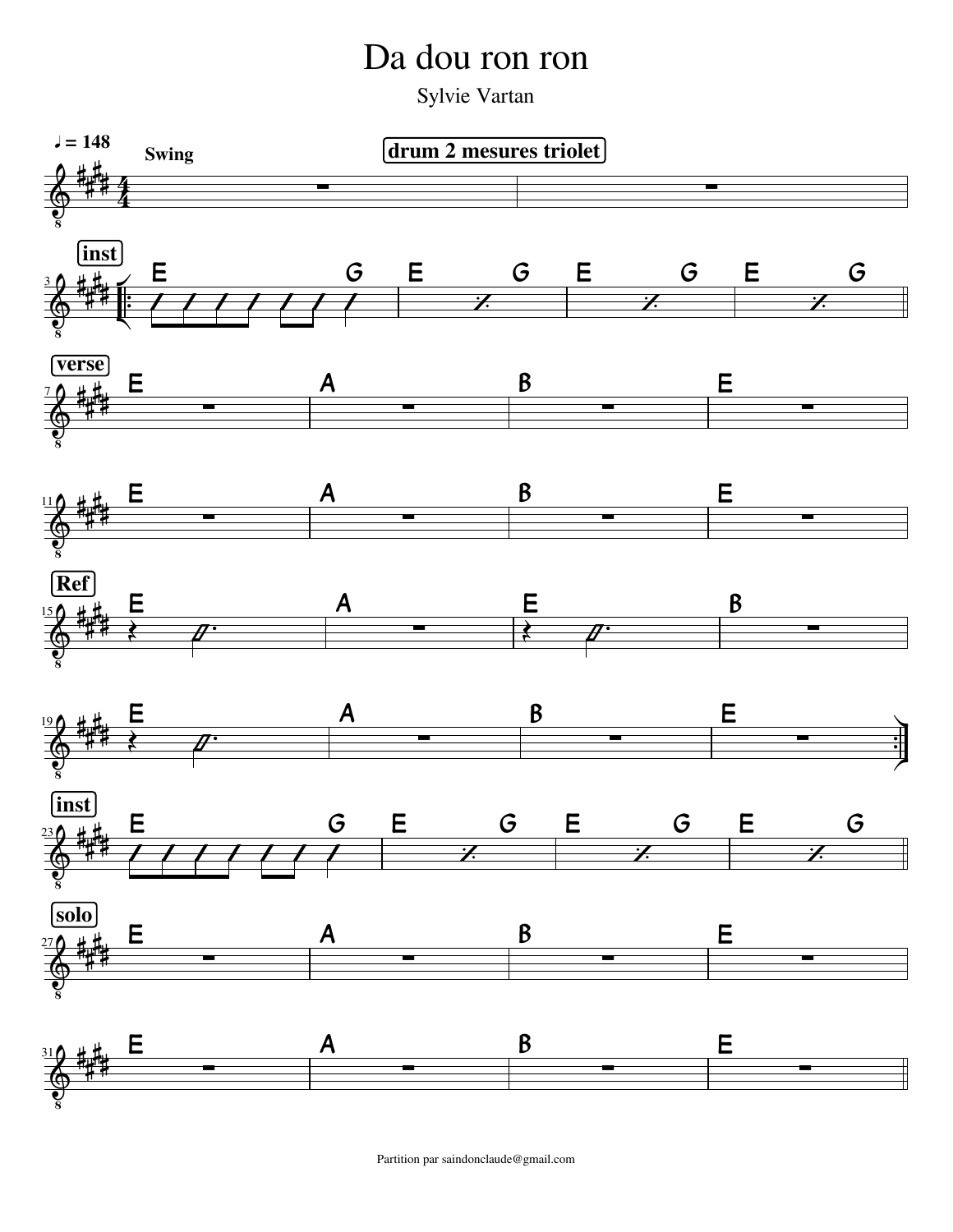# Da dou ron ron

Sylvie Vartan

♩ = 148

Swing

drum 2 mesures triolet

inst

E G E G E G E G

verse

E A B E

E A B E

Ref

E A E B

E A B E

inst

E G E G E G E G

solo

E A B E

E A B E

Partition par saindonclaude@gmail.com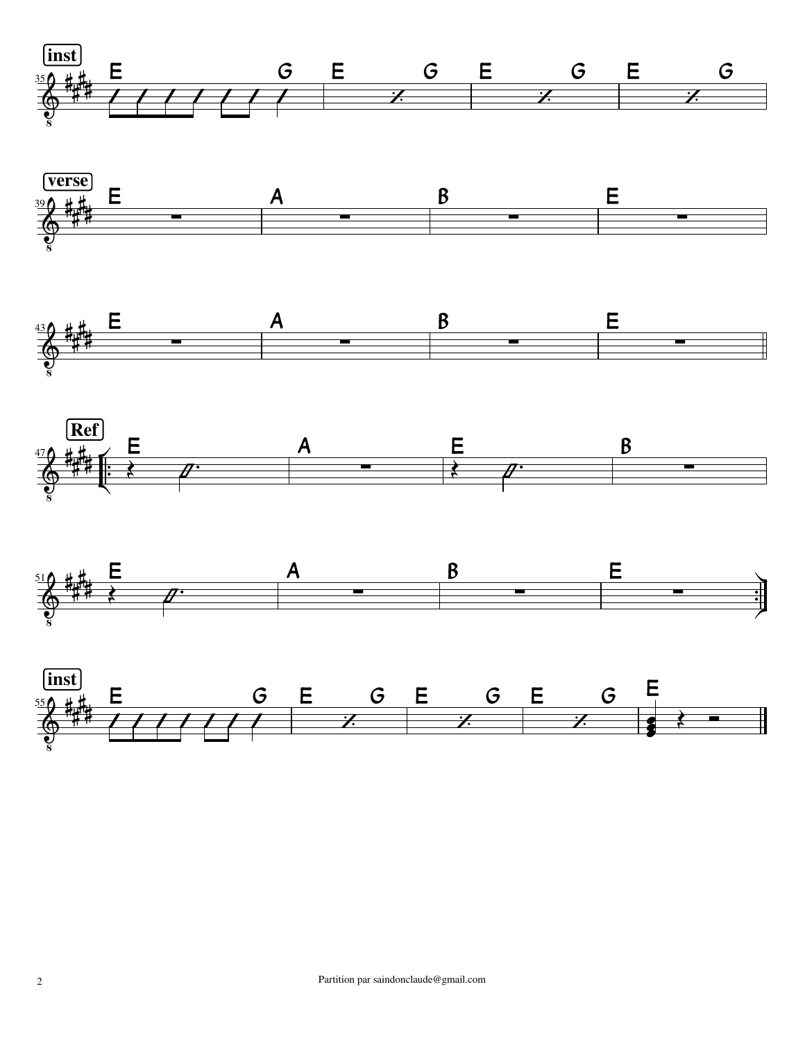**inst**

35 E G | E G | E G | E G

**verse**

39 E | A | B | E

43 E | A | B | E

**Ref**

47 E | A | E | B

51 E | A | B | E

**inst**

55 E G | E G | E G | E G | E